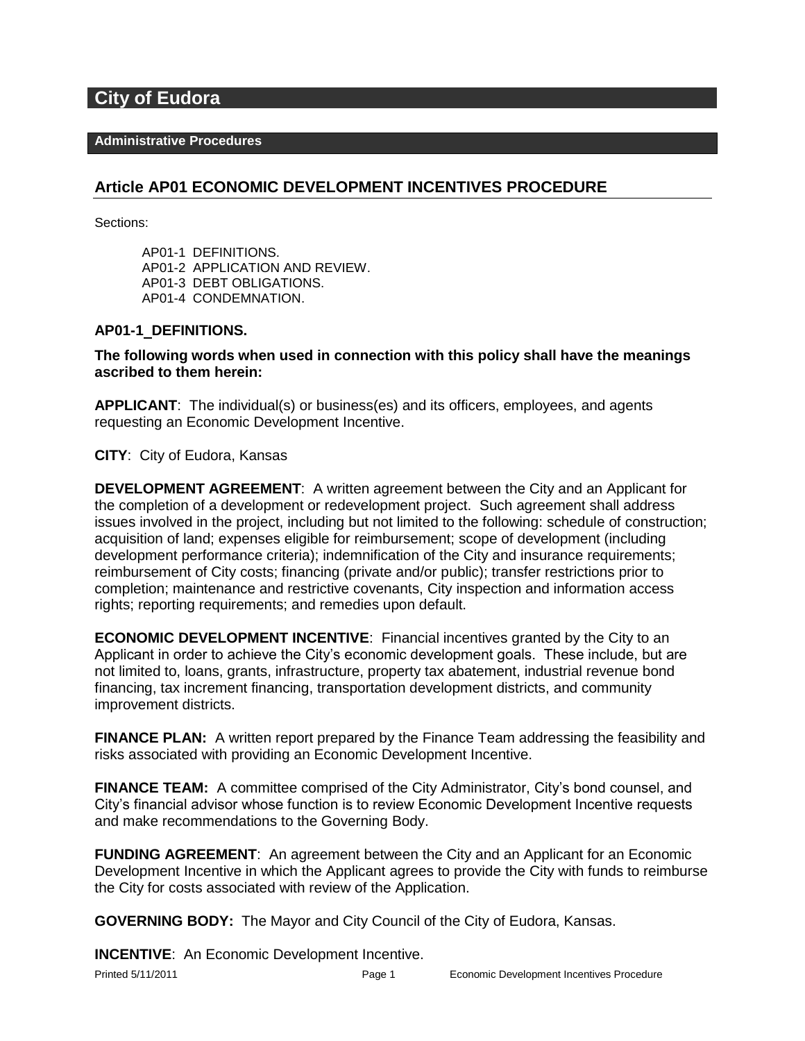# City of Eudora

## Administrative Procedures

## Article AP01 ECONOMIC DEVELOPMENT INCENTIVES PROCEDURE

Sections:

AP01-1 DEFINITIONS.
AP01-2 APPLICATION AND REVIEW.
AP01-3 DEBT OBLIGATIONS.
AP01-4 CONDEMNATION.

### AP01-1_DEFINITIONS.

**The following words when used in connection with this policy shall have the meanings ascribed to them herein:**

**APPLICANT**: The individual(s) or business(es) and its officers, employees, and agents requesting an Economic Development Incentive.

**CITY**: City of Eudora, Kansas

**DEVELOPMENT AGREEMENT**: A written agreement between the City and an Applicant for the completion of a development or redevelopment project. Such agreement shall address issues involved in the project, including but not limited to the following: schedule of construction; acquisition of land; expenses eligible for reimbursement; scope of development (including development performance criteria); indemnification of the City and insurance requirements; reimbursement of City costs; financing (private and/or public); transfer restrictions prior to completion; maintenance and restrictive covenants, City inspection and information access rights; reporting requirements; and remedies upon default.

**ECONOMIC DEVELOPMENT INCENTIVE**: Financial incentives granted by the City to an Applicant in order to achieve the City's economic development goals. These include, but are not limited to, loans, grants, infrastructure, property tax abatement, industrial revenue bond financing, tax increment financing, transportation development districts, and community improvement districts.

**FINANCE PLAN:** A written report prepared by the Finance Team addressing the feasibility and risks associated with providing an Economic Development Incentive.

**FINANCE TEAM:** A committee comprised of the City Administrator, City's bond counsel, and City's financial advisor whose function is to review Economic Development Incentive requests and make recommendations to the Governing Body.

**FUNDING AGREEMENT**: An agreement between the City and an Applicant for an Economic Development Incentive in which the Applicant agrees to provide the City with funds to reimburse the City for costs associated with review of the Application.

**GOVERNING BODY:** The Mayor and City Council of the City of Eudora, Kansas.

**INCENTIVE**: An Economic Development Incentive.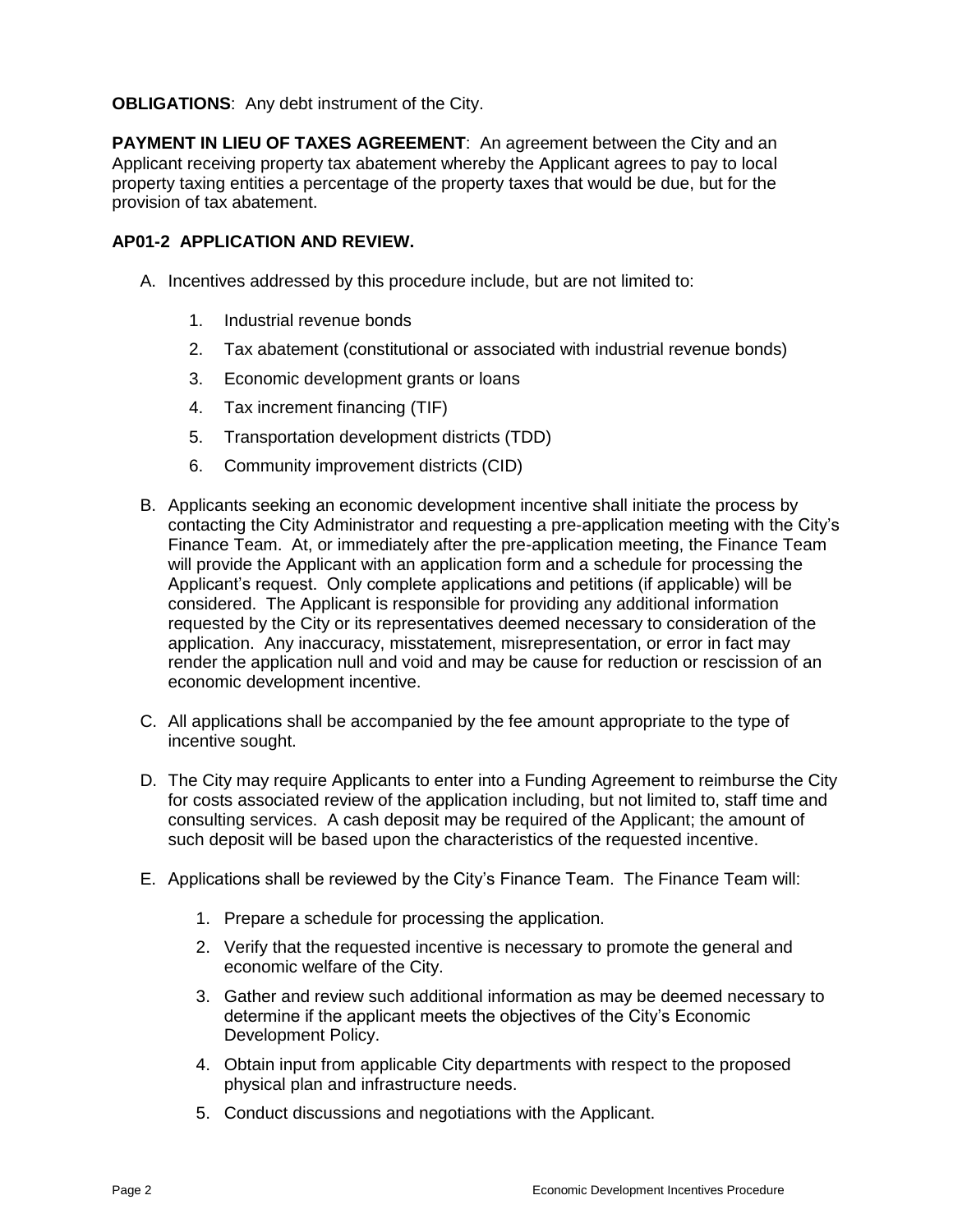**OBLIGATIONS**: Any debt instrument of the City.

**PAYMENT IN LIEU OF TAXES AGREEMENT**: An agreement between the City and an Applicant receiving property tax abatement whereby the Applicant agrees to pay to local property taxing entities a percentage of the property taxes that would be due, but for the provision of tax abatement.

## AP01-2 APPLICATION AND REVIEW.

A. Incentives addressed by this procedure include, but are not limited to:

   1. Industrial revenue bonds
   2. Tax abatement (constitutional or associated with industrial revenue bonds)
   3. Economic development grants or loans
   4. Tax increment financing (TIF)
   5. Transportation development districts (TDD)
   6. Community improvement districts (CID)

B. Applicants seeking an economic development incentive shall initiate the process by contacting the City Administrator and requesting a pre-application meeting with the City's Finance Team. At, or immediately after the pre-application meeting, the Finance Team will provide the Applicant with an application form and a schedule for processing the Applicant's request. Only complete applications and petitions (if applicable) will be considered. The Applicant is responsible for providing any additional information requested by the City or its representatives deemed necessary to consideration of the application. Any inaccuracy, misstatement, misrepresentation, or error in fact may render the application null and void and may be cause for reduction or rescission of an economic development incentive.

C. All applications shall be accompanied by the fee amount appropriate to the type of incentive sought.

D. The City may require Applicants to enter into a Funding Agreement to reimburse the City for costs associated review of the application including, but not limited to, staff time and consulting services. A cash deposit may be required of the Applicant; the amount of such deposit will be based upon the characteristics of the requested incentive.

E. Applications shall be reviewed by the City's Finance Team. The Finance Team will:

   1. Prepare a schedule for processing the application.
   2. Verify that the requested incentive is necessary to promote the general and economic welfare of the City.
   3. Gather and review such additional information as may be deemed necessary to determine if the applicant meets the objectives of the City's Economic Development Policy.
   4. Obtain input from applicable City departments with respect to the proposed physical plan and infrastructure needs.
   5. Conduct discussions and negotiations with the Applicant.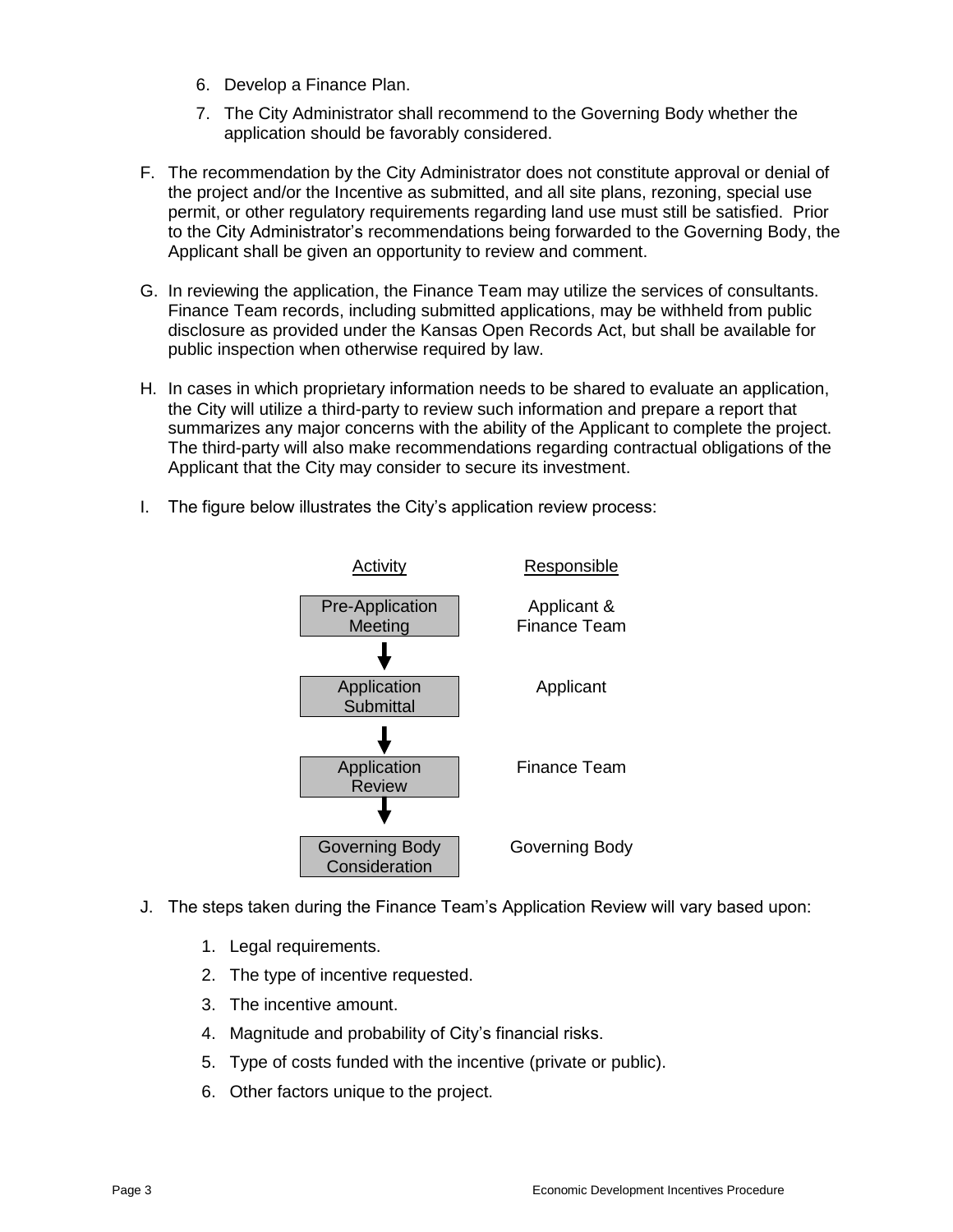6. Develop a Finance Plan.
7. The City Administrator shall recommend to the Governing Body whether the application should be favorably considered.

F. The recommendation by the City Administrator does not constitute approval or denial of the project and/or the Incentive as submitted, and all site plans, rezoning, special use permit, or other regulatory requirements regarding land use must still be satisfied. Prior to the City Administrator's recommendations being forwarded to the Governing Body, the Applicant shall be given an opportunity to review and comment.

G. In reviewing the application, the Finance Team may utilize the services of consultants. Finance Team records, including submitted applications, may be withheld from public disclosure as provided under the Kansas Open Records Act, but shall be available for public inspection when otherwise required by law.

H. In cases in which proprietary information needs to be shared to evaluate an application, the City will utilize a third-party to review such information and prepare a report that summarizes any major concerns with the ability of the Applicant to complete the project. The third-party will also make recommendations regarding contractual obligations of the Applicant that the City may consider to secure its investment.

I. The figure below illustrates the City's application review process:

| Activity | Responsible |
| --- | --- |
| Pre-Application Meeting | Applicant & Finance Team |
| ↓ | |
| Application Submittal | Applicant |
| ↓ | |
| Application Review | Finance Team |
| ↓ | |
| Governing Body Consideration | Governing Body |

J. The steps taken during the Finance Team's Application Review will vary based upon:

1. Legal requirements.
2. The type of incentive requested.
3. The incentive amount.
4. Magnitude and probability of City's financial risks.
5. Type of costs funded with the incentive (private or public).
6. Other factors unique to the project.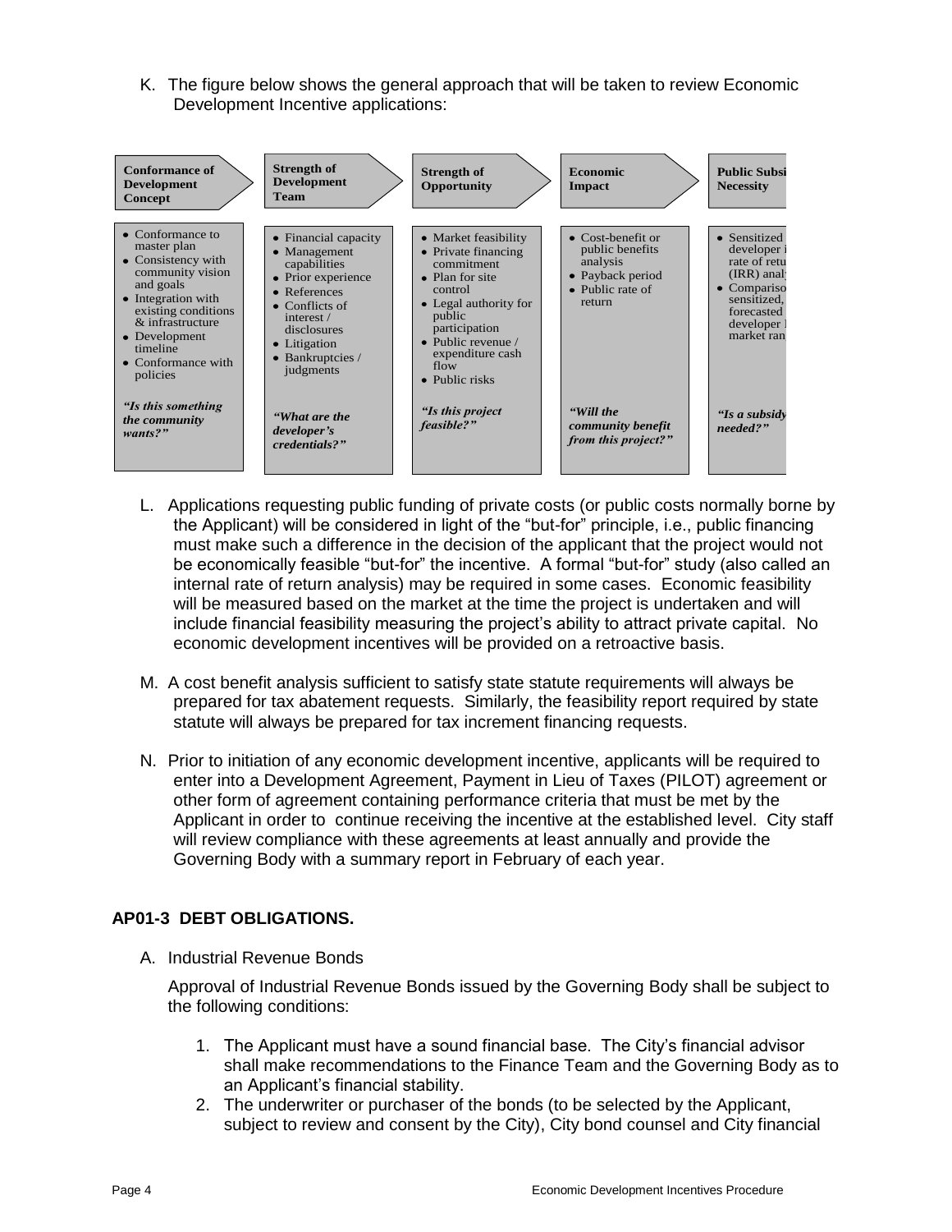K. The figure below shows the general approach that will be taken to review Economic Development Incentive applications:

| Conformance of Development Concept | Strength of Development Team | Strength of Opportunity | Economic Impact | Public Subsi... Necessity |
|---|---|---|---|---|
| • Conformance to master plan<br>• Consistency with community vision and goals<br>• Integration with existing conditions & infrastructure<br>• Development timeline<br>• Conformance with policies | • Financial capacity<br>• Management capabilities<br>• Prior experience<br>• References<br>• Conflicts of interest / disclosures<br>• Litigation<br>• Bankruptcies / judgments | • Market feasibility<br>• Private financing commitment<br>• Plan for site control<br>• Legal authority for public participation<br>• Public revenue / expenditure cash flow<br>• Public risks | • Cost-benefit or public benefits analysis<br>• Payback period<br>• Public rate of return | • Sensitized developer i... rate of retu... (IRR) analy...<br>• Compariso... sensitized, forecasted developer ... market ran... |
| *"Is this something the community wants?"* | *"What are the developer's credentials?"* | *"Is this project feasible?"* | *"Will the community benefit from this project?"* | *"Is a subsidy needed?"* |

L. Applications requesting public funding of private costs (or public costs normally borne by the Applicant) will be considered in light of the "but-for" principle, i.e., public financing must make such a difference in the decision of the applicant that the project would not be economically feasible "but-for" the incentive. A formal "but-for" study (also called an internal rate of return analysis) may be required in some cases. Economic feasibility will be measured based on the market at the time the project is undertaken and will include financial feasibility measuring the project's ability to attract private capital. No economic development incentives will be provided on a retroactive basis.

M. A cost benefit analysis sufficient to satisfy state statute requirements will always be prepared for tax abatement requests. Similarly, the feasibility report required by state statute will always be prepared for tax increment financing requests.

N. Prior to initiation of any economic development incentive, applicants will be required to enter into a Development Agreement, Payment in Lieu of Taxes (PILOT) agreement or other form of agreement containing performance criteria that must be met by the Applicant in order to continue receiving the incentive at the established level. City staff will review compliance with these agreements at least annually and provide the Governing Body with a summary report in February of each year.

## AP01-3 DEBT OBLIGATIONS.

A. Industrial Revenue Bonds

Approval of Industrial Revenue Bonds issued by the Governing Body shall be subject to the following conditions:

1. The Applicant must have a sound financial base. The City's financial advisor shall make recommendations to the Finance Team and the Governing Body as to an Applicant's financial stability.
2. The underwriter or purchaser of the bonds (to be selected by the Applicant, subject to review and consent by the City), City bond counsel and City financial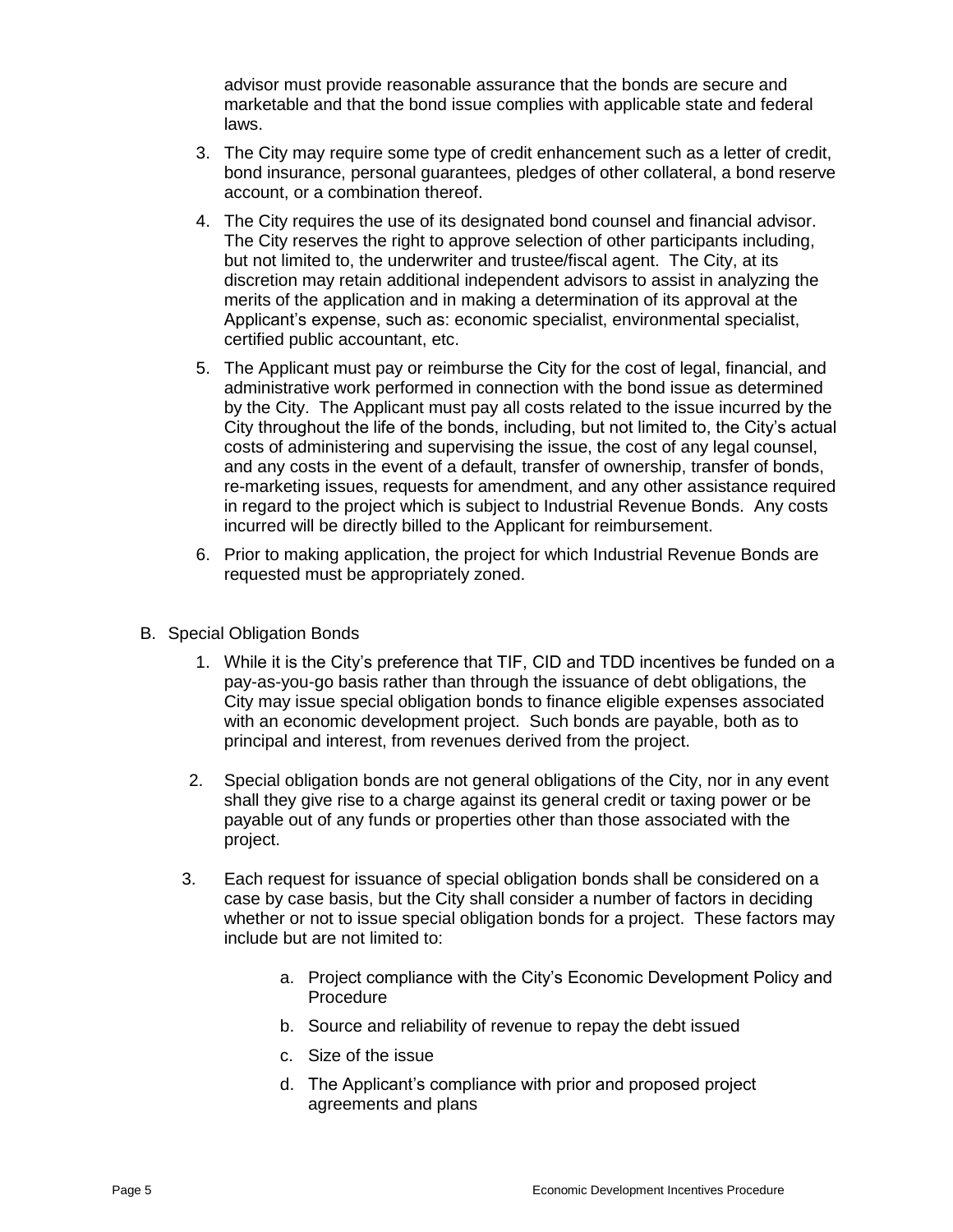advisor must provide reasonable assurance that the bonds are secure and marketable and that the bond issue complies with applicable state and federal laws.

3. The City may require some type of credit enhancement such as a letter of credit, bond insurance, personal guarantees, pledges of other collateral, a bond reserve account, or a combination thereof.

4. The City requires the use of its designated bond counsel and financial advisor. The City reserves the right to approve selection of other participants including, but not limited to, the underwriter and trustee/fiscal agent. The City, at its discretion may retain additional independent advisors to assist in analyzing the merits of the application and in making a determination of its approval at the Applicant's expense, such as: economic specialist, environmental specialist, certified public accountant, etc.

5. The Applicant must pay or reimburse the City for the cost of legal, financial, and administrative work performed in connection with the bond issue as determined by the City. The Applicant must pay all costs related to the issue incurred by the City throughout the life of the bonds, including, but not limited to, the City's actual costs of administering and supervising the issue, the cost of any legal counsel, and any costs in the event of a default, transfer of ownership, transfer of bonds, re-marketing issues, requests for amendment, and any other assistance required in regard to the project which is subject to Industrial Revenue Bonds. Any costs incurred will be directly billed to the Applicant for reimbursement.

6. Prior to making application, the project for which Industrial Revenue Bonds are requested must be appropriately zoned.

B. Special Obligation Bonds

1. While it is the City's preference that TIF, CID and TDD incentives be funded on a pay-as-you-go basis rather than through the issuance of debt obligations, the City may issue special obligation bonds to finance eligible expenses associated with an economic development project. Such bonds are payable, both as to principal and interest, from revenues derived from the project.

2. Special obligation bonds are not general obligations of the City, nor in any event shall they give rise to a charge against its general credit or taxing power or be payable out of any funds or properties other than those associated with the project.

3. Each request for issuance of special obligation bonds shall be considered on a case by case basis, but the City shall consider a number of factors in deciding whether or not to issue special obligation bonds for a project. These factors may include but are not limited to:

   a. Project compliance with the City's Economic Development Policy and Procedure

   b. Source and reliability of revenue to repay the debt issued

   c. Size of the issue

   d. The Applicant's compliance with prior and proposed project agreements and plans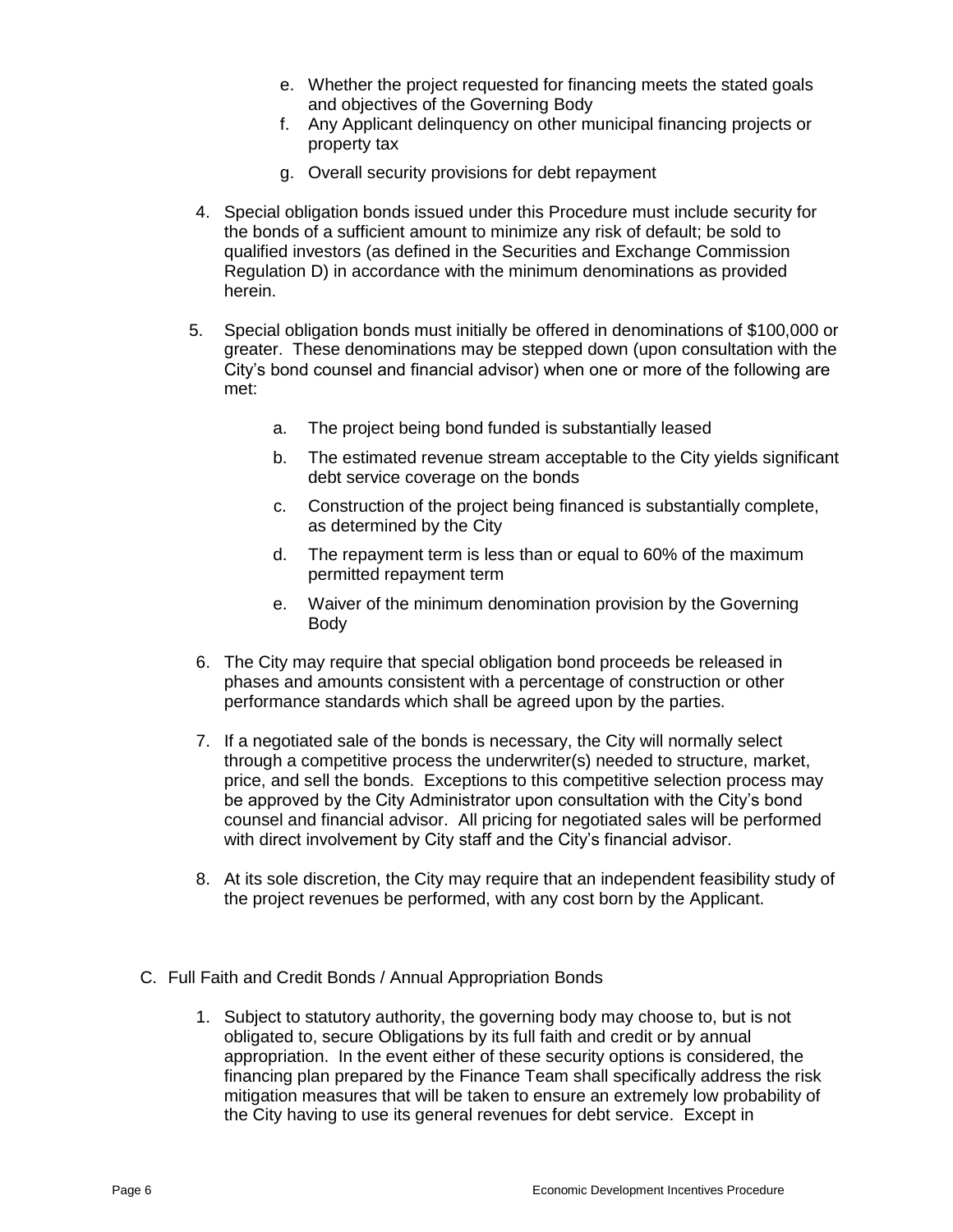e. Whether the project requested for financing meets the stated goals and objectives of the Governing Body
   f. Any Applicant delinquency on other municipal financing projects or property tax
   g. Overall security provisions for debt repayment

4. Special obligation bonds issued under this Procedure must include security for the bonds of a sufficient amount to minimize any risk of default; be sold to qualified investors (as defined in the Securities and Exchange Commission Regulation D) in accordance with the minimum denominations as provided herein.

5. Special obligation bonds must initially be offered in denominations of $100,000 or greater. These denominations may be stepped down (upon consultation with the City's bond counsel and financial advisor) when one or more of the following are met:

   a. The project being bond funded is substantially leased

   b. The estimated revenue stream acceptable to the City yields significant debt service coverage on the bonds

   c. Construction of the project being financed is substantially complete, as determined by the City

   d. The repayment term is less than or equal to 60% of the maximum permitted repayment term

   e. Waiver of the minimum denomination provision by the Governing Body

6. The City may require that special obligation bond proceeds be released in phases and amounts consistent with a percentage of construction or other performance standards which shall be agreed upon by the parties.

7. If a negotiated sale of the bonds is necessary, the City will normally select through a competitive process the underwriter(s) needed to structure, market, price, and sell the bonds. Exceptions to this competitive selection process may be approved by the City Administrator upon consultation with the City's bond counsel and financial advisor. All pricing for negotiated sales will be performed with direct involvement by City staff and the City's financial advisor.

8. At its sole discretion, the City may require that an independent feasibility study of the project revenues be performed, with any cost born by the Applicant.

C. Full Faith and Credit Bonds / Annual Appropriation Bonds

1. Subject to statutory authority, the governing body may choose to, but is not obligated to, secure Obligations by its full faith and credit or by annual appropriation. In the event either of these security options is considered, the financing plan prepared by the Finance Team shall specifically address the risk mitigation measures that will be taken to ensure an extremely low probability of the City having to use its general revenues for debt service. Except in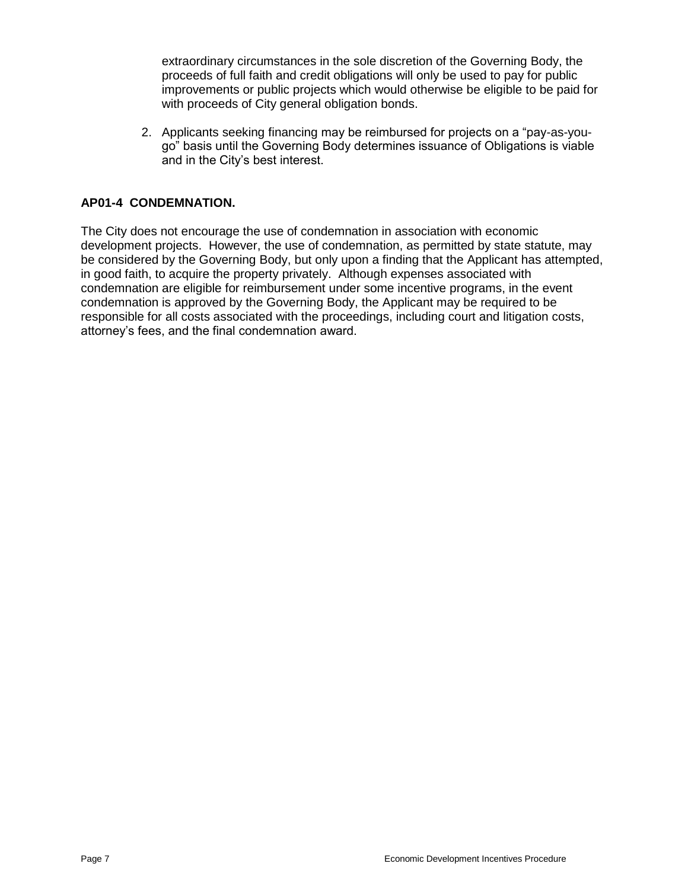extraordinary circumstances in the sole discretion of the Governing Body, the proceeds of full faith and credit obligations will only be used to pay for public improvements or public projects which would otherwise be eligible to be paid for with proceeds of City general obligation bonds.

2. Applicants seeking financing may be reimbursed for projects on a "pay-as-you-go" basis until the Governing Body determines issuance of Obligations is viable and in the City's best interest.

## AP01-4 CONDEMNATION.

The City does not encourage the use of condemnation in association with economic development projects. However, the use of condemnation, as permitted by state statute, may be considered by the Governing Body, but only upon a finding that the Applicant has attempted, in good faith, to acquire the property privately. Although expenses associated with condemnation are eligible for reimbursement under some incentive programs, in the event condemnation is approved by the Governing Body, the Applicant may be required to be responsible for all costs associated with the proceedings, including court and litigation costs, attorney's fees, and the final condemnation award.